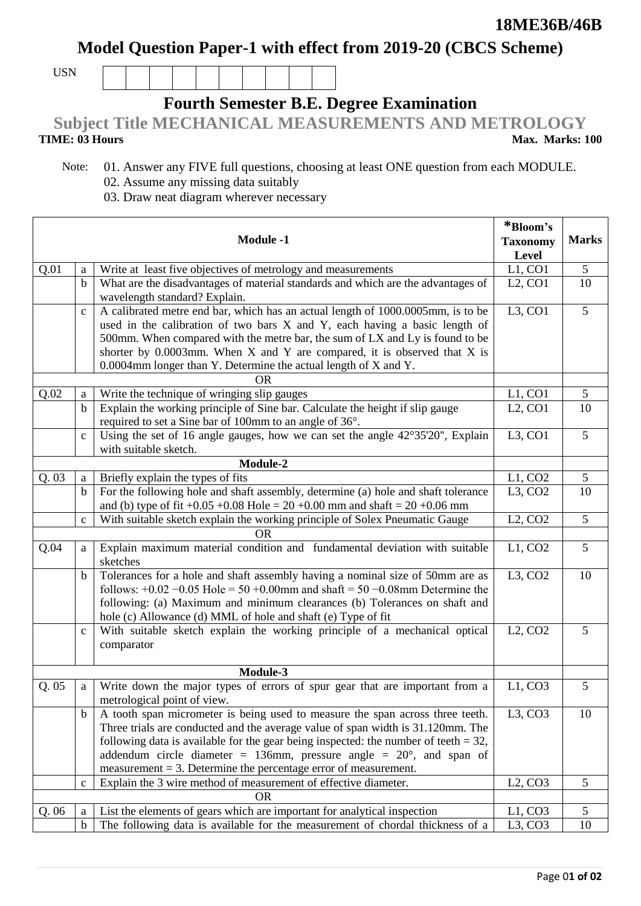**18ME36B/46B**

# Model Question Paper-1 with effect from 2019-20 (CBCS Scheme)

USN | | | | | | | | | |

## Fourth Semester B.E. Degree Examination

## Subject Title MECHANICAL MEASUREMENTS AND METROLOGY

**TIME: 03 Hours** **Max. Marks: 100**

Note: 01. Answer any FIVE full questions, choosing at least ONE question from each MODULE.
02. Assume any missing data suitably
03. Draw neat diagram wherever necessary

| | | **Module -1** | ***Bloom's Taxonomy Level** | **Marks** |
|---|---|---|---|---|
| Q.01 | a | Write at least five objectives of metrology and measurements | L1, CO1 | 5 |
| | b | What are the disadvantages of material standards and which are the advantages of wavelength standard? Explain. | L2, CO1 | 10 |
| | c | A calibrated metre end bar, which has an actual length of 1000.0005mm, is to be used in the calibration of two bars X and Y, each having a basic length of 500mm. When compared with the metre bar, the sum of LX and Ly is found to be shorter by 0.0003mm. When X and Y are compared, it is observed that X is 0.0004mm longer than Y. Determine the actual length of X and Y. | L3, CO1 | 5 |
| | | OR | | |
| Q.02 | a | Write the technique of wringing slip gauges | L1, CO1 | 5 |
| | b | Explain the working principle of Sine bar. Calculate the height if slip gauge required to set a Sine bar of 100mm to an angle of 36°. | L2, CO1 | 10 |
| | c | Using the set of 16 angle gauges, how we can set the angle 42°35'20", Explain with suitable sketch. | L3, CO1 | 5 |
| | | **Module-2** | | |
| Q. 03 | a | Briefly explain the types of fits | L1, CO2 | 5 |
| | b | For the following hole and shaft assembly, determine (a) hole and shaft tolerance and (b) type of fit +0.05 +0.08 Hole = 20 +0.00 mm and shaft = 20 +0.06 mm | L3, CO2 | 10 |
| | c | With suitable sketch explain the working principle of Solex Pneumatic Gauge | L2, CO2 | 5 |
| | | OR | | |
| Q.04 | a | Explain maximum material condition and fundamental deviation with suitable sketches | L1, CO2 | 5 |
| | b | Tolerances for a hole and shaft assembly having a nominal size of 50mm are as follows: +0.02 −0.05 Hole = 50 +0.00mm and shaft = 50 −0.08mm Determine the following: (a) Maximum and minimum clearances (b) Tolerances on shaft and hole (c) Allowance (d) MML of hole and shaft (e) Type of fit | L3, CO2 | 10 |
| | c | With suitable sketch explain the working principle of a mechanical optical comparator | L2, CO2 | 5 |
| | | **Module-3** | | |
| Q. 05 | a | Write down the major types of errors of spur gear that are important from a metrological point of view. | L1, CO3 | 5 |
| | b | A tooth span micrometer is being used to measure the span across three teeth. Three trials are conducted and the average value of span width is 31.120mm. The following data is available for the gear being inspected: the number of teeth = 32, addendum circle diameter = 136mm, pressure angle = 20°, and span of measurement = 3. Determine the percentage error of measurement. | L3, CO3 | 10 |
| | c | Explain the 3 wire method of measurement of effective diameter. | L2, CO3 | 5 |
| | | OR | | |
| Q. 06 | a | List the elements of gears which are important for analytical inspection | L1, CO3 | 5 |
| | b | The following data is available for the measurement of chordal thickness of a | L3, CO3 | 10 |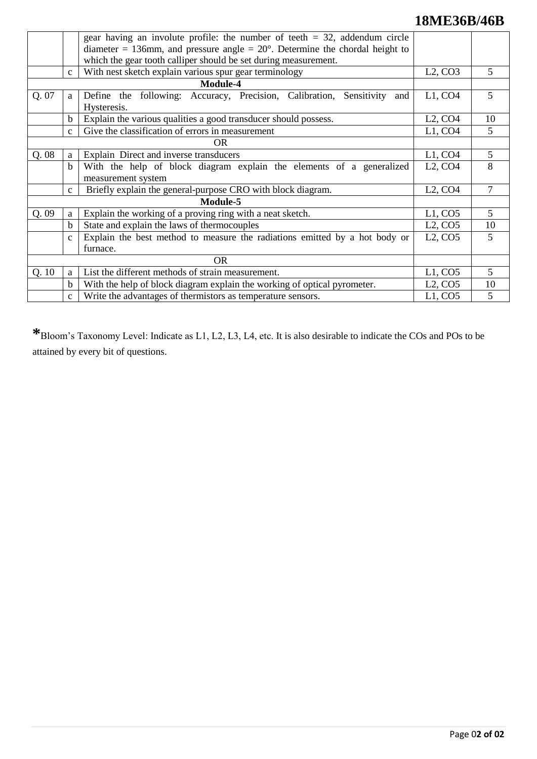| | | | | |
|---|---|---|---|---|
| | | gear having an involute profile: the number of teeth = 32, addendum circle diameter = 136mm, and pressure angle = 20°. Determine the chordal height to which the gear tooth calliper should be set during measurement. | | |
| | c | With nest sketch explain various spur gear terminology | L2, CO3 | 5 |
| **Module-4** | | | | |
| Q. 07 | a | Define the following: Accuracy, Precision, Calibration, Sensitivity and Hysteresis. | L1, CO4 | 5 |
| | b | Explain the various qualities a good transducer should possess. | L2, CO4 | 10 |
| | c | Give the classification of errors in measurement | L1, CO4 | 5 |
| OR | | | | |
| Q. 08 | a | Explain Direct and inverse transducers | L1, CO4 | 5 |
| | b | With the help of block diagram explain the elements of a generalized measurement system | L2, CO4 | 8 |
| | c | Briefly explain the general-purpose CRO with block diagram. | L2, CO4 | 7 |
| **Module-5** | | | | |
| Q. 09 | a | Explain the working of a proving ring with a neat sketch. | L1, CO5 | 5 |
| | b | State and explain the laws of thermocouples | L2, CO5 | 10 |
| | c | Explain the best method to measure the radiations emitted by a hot body or furnace. | L2, CO5 | 5 |
| OR | | | | |
| Q. 10 | a | List the different methods of strain measurement. | L1, CO5 | 5 |
| | b | With the help of block diagram explain the working of optical pyrometer. | L2, CO5 | 10 |
| | c | Write the advantages of thermistors as temperature sensors. | L1, CO5 | 5 |

*Bloom's Taxonomy Level: Indicate as L1, L2, L3, L4, etc. It is also desirable to indicate the COs and POs to be attained by every bit of questions.